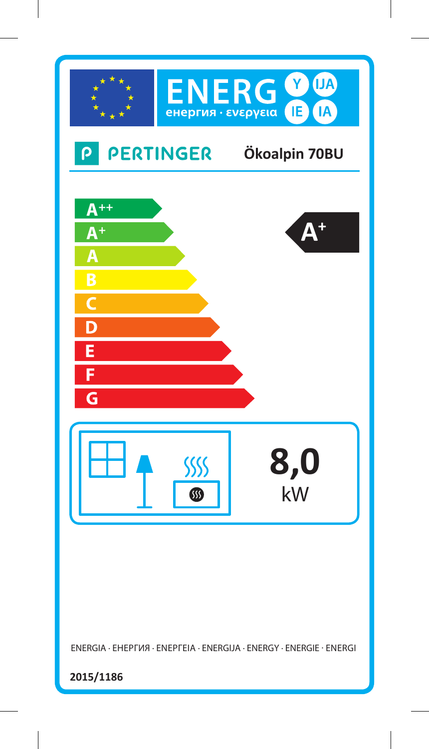ENERG Y IJA IE IA

енергия · ενεργεια

**PERTINGER** **Ökoalpin 70BU**

A++

A+

A

B

C

D

E

F

G

**A+**

**8,0** kW

ENERGIA · ЕНЕРГИЯ · ΕΝΕΡΓΕΙΑ · ENERGIJA · ENERGY · ENERGIE · ENERGI

**2015/1186**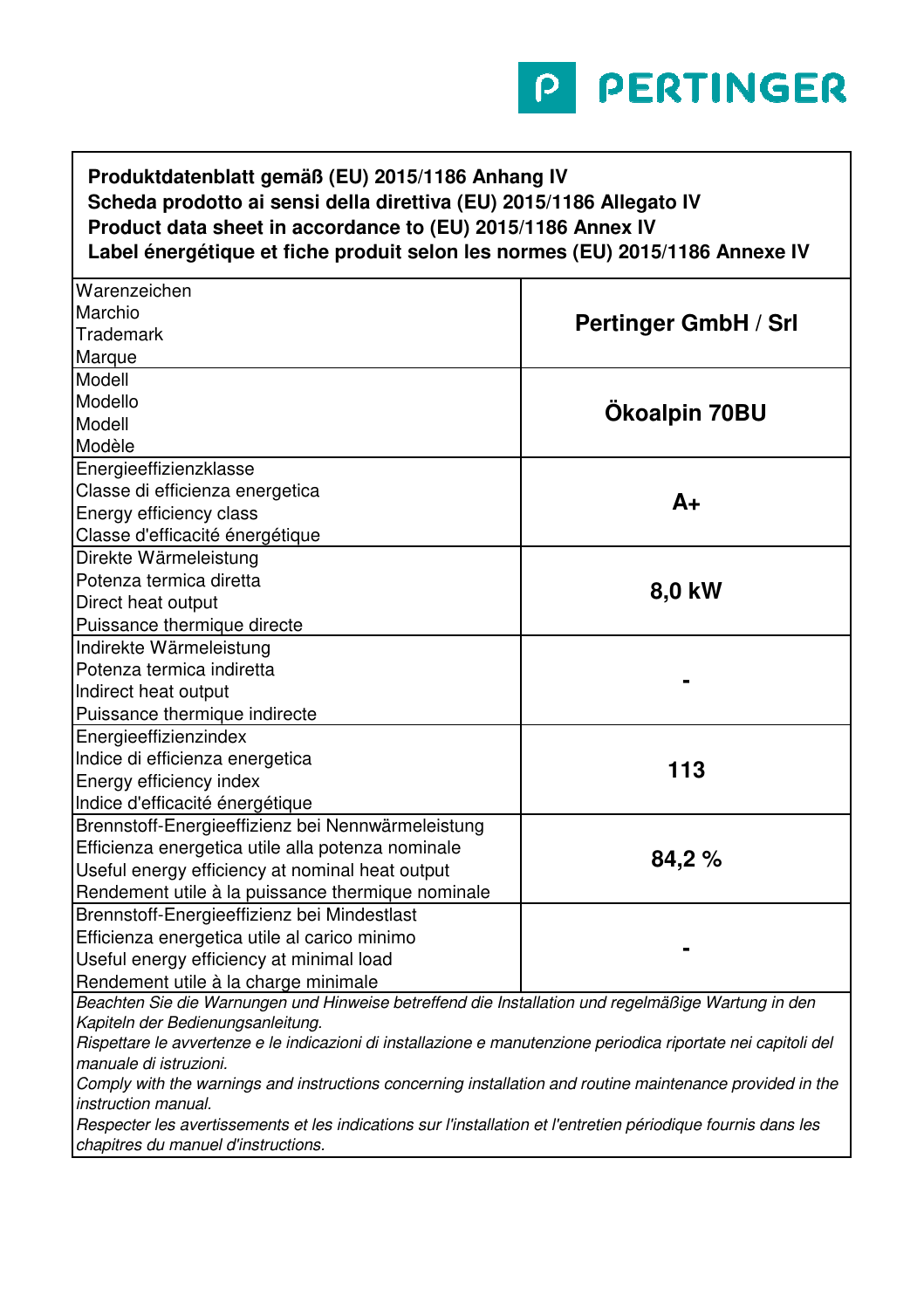PERTINGER

**Produktdatenblatt gemäß (EU) 2015/1186 Anhang IV**
**Scheda prodotto ai sensi della direttiva (EU) 2015/1186 Allegato IV**
**Product data sheet in accordance to (EU) 2015/1186 Annex IV**
**Label énergétique et fiche produit selon les normes (EU) 2015/1186 Annexe IV**

| | |
|---|---|
| Warenzeichen<br>Marchio<br>Trademark<br>Marque | **Pertinger GmbH / Srl** |
| Modell<br>Modello<br>Modell<br>Modèle | **Ökoalpin 70BU** |
| Energieeffizienzklasse<br>Classe di efficienza energetica<br>Energy efficiency class<br>Classe d'efficacité énergétique | **A+** |
| Direkte Wärmeleistung<br>Potenza termica diretta<br>Direct heat output<br>Puissance thermique directe | **8,0 kW** |
| Indirekte Wärmeleistung<br>Potenza termica indiretta<br>Indirect heat output<br>Puissance thermique indirecte | **-** |
| Energieeffizienzindex<br>Indice di efficienza energetica<br>Energy efficiency index<br>Indice d'efficacité énergétique | **113** |
| Brennstoff-Energieeffizienz bei Nennwärmeleistung<br>Efficienza energetica utile alla potenza nominale<br>Useful energy efficiency at nominal heat output<br>Rendement utile à la puissance thermique nominale | **84,2 %** |
| Brennstoff-Energieeffizienz bei Mindestlast<br>Efficienza energetica utile al carico minimo<br>Useful energy efficiency at minimal load<br>Rendement utile à la charge minimale | **-** |

*Beachten Sie die Warnungen und Hinweise betreffend die Installation und regelmäßige Wartung in den Kapiteln der Bedienungsanleitung.*
*Rispettare le avvertenze e le indicazioni di installazione e manutenzione periodica riportate nei capitoli del manuale di istruzioni.*
*Comply with the warnings and instructions concerning installation and routine maintenance provided in the instruction manual.*
*Respecter les avertissements et les indications sur l'installation et l'entretien périodique fournis dans les chapitres du manuel d'instructions.*